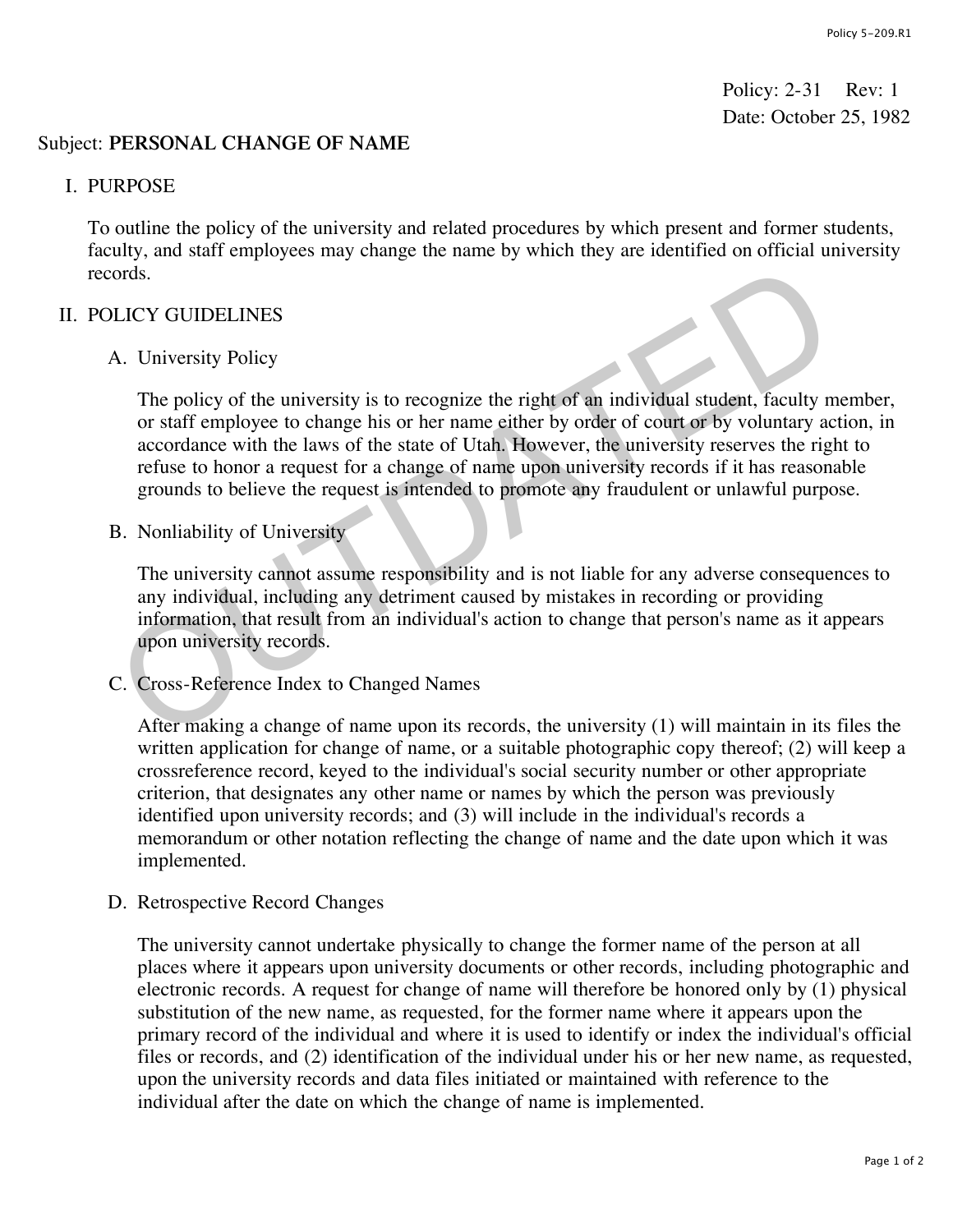Policy: 2-31 Rev: 1
Date: October 25, 1982

Subject: **PERSONAL CHANGE OF NAME**

## I. PURPOSE

To outline the policy of the university and related procedures by which present and former students, faculty, and staff employees may change the name by which they are identified on official university records.

## II. POLICY GUIDELINES

### A. University Policy

The policy of the university is to recognize the right of an individual student, faculty member, or staff employee to change his or her name either by order of court or by voluntary action, in accordance with the laws of the state of Utah. However, the university reserves the right to refuse to honor a request for a change of name upon university records if it has reasonable grounds to believe the request is intended to promote any fraudulent or unlawful purpose.

### B. Nonliability of University

The university cannot assume responsibility and is not liable for any adverse consequences to any individual, including any detriment caused by mistakes in recording or providing information, that result from an individual's action to change that person's name as it appears upon university records.

### C. Cross-Reference Index to Changed Names

After making a change of name upon its records, the university (1) will maintain in its files the written application for change of name, or a suitable photographic copy thereof; (2) will keep a crossreference record, keyed to the individual's social security number or other appropriate criterion, that designates any other name or names by which the person was previously identified upon university records; and (3) will include in the individual's records a memorandum or other notation reflecting the change of name and the date upon which it was implemented.

### D. Retrospective Record Changes

The university cannot undertake physically to change the former name of the person at all places where it appears upon university documents or other records, including photographic and electronic records. A request for change of name will therefore be honored only by (1) physical substitution of the new name, as requested, for the former name where it appears upon the primary record of the individual and where it is used to identify or index the individual's official files or records, and (2) identification of the individual under his or her new name, as requested, upon the university records and data files initiated or maintained with reference to the individual after the date on which the change of name is implemented.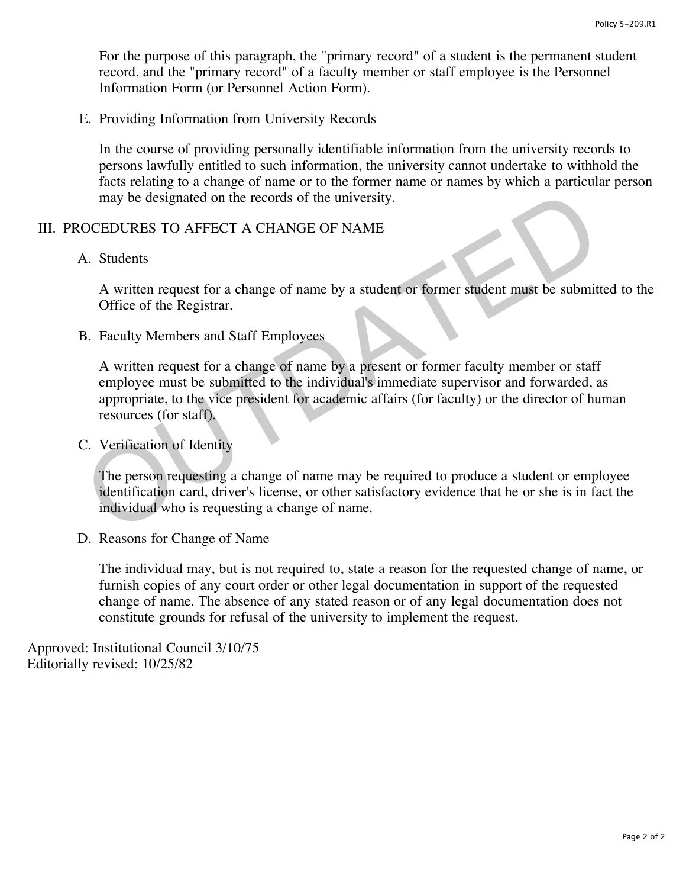For the purpose of this paragraph, the "primary record" of a student is the permanent student record, and the "primary record" of a faculty member or staff employee is the Personnel Information Form (or Personnel Action Form).

E. Providing Information from University Records

In the course of providing personally identifiable information from the university records to persons lawfully entitled to such information, the university cannot undertake to withhold the facts relating to a change of name or to the former name or names by which a particular person may be designated on the records of the university.

## III. PROCEDURES TO AFFECT A CHANGE OF NAME

A. Students

A written request for a change of name by a student or former student must be submitted to the Office of the Registrar.

B. Faculty Members and Staff Employees

A written request for a change of name by a present or former faculty member or staff employee must be submitted to the individual's immediate supervisor and forwarded, as appropriate, to the vice president for academic affairs (for faculty) or the director of human resources (for staff).

C. Verification of Identity

The person requesting a change of name may be required to produce a student or employee identification card, driver's license, or other satisfactory evidence that he or she is in fact the individual who is requesting a change of name.

D. Reasons for Change of Name

The individual may, but is not required to, state a reason for the requested change of name, or furnish copies of any court order or other legal documentation in support of the requested change of name. The absence of any stated reason or of any legal documentation does not constitute grounds for refusal of the university to implement the request.

Approved: Institutional Council 3/10/75
Editorially revised: 10/25/82